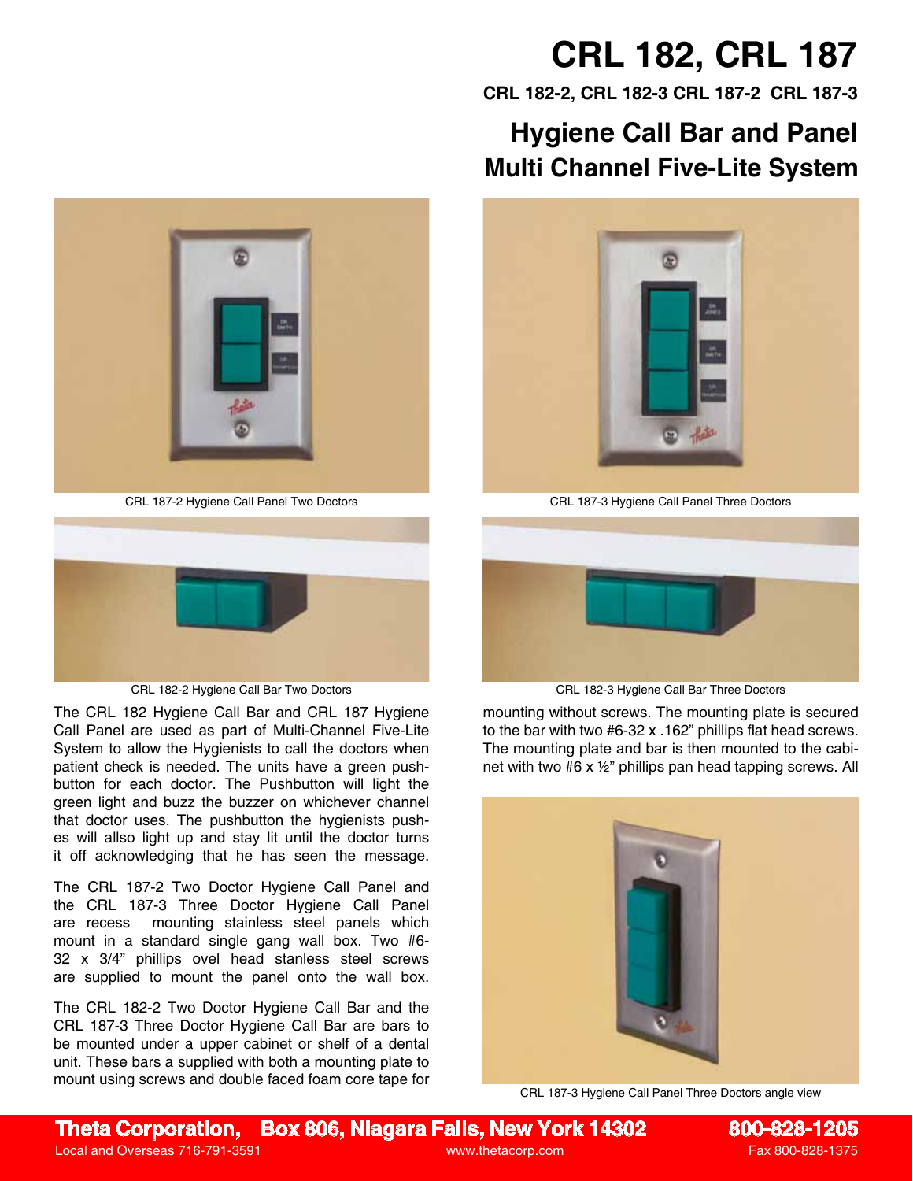# CRL 182, CRL 187

**CRL 182-2, CRL 182-3 CRL 187-2 CRL 187-3**

## Hygiene Call Bar and Panel Multi Channel Five-Lite System

CRL 187-2 Hygiene Call Panel Two Doctors

CRL 187-3 Hygiene Call Panel Three Doctors

CRL 182-2 Hygiene Call Bar Two Doctors

CRL 182-3 Hygiene Call Bar Three Doctors

The CRL 182 Hygiene Call Bar and CRL 187 Hygiene Call Panel are used as part of Multi-Channel Five-Lite System to allow the Hygienists to call the doctors when patient check is needed. The units have a green pushbutton for each doctor. The Pushbutton will light the green light and buzz the buzzer on whichever channel that doctor uses. The pushbutton the hygienists pushes will allso light up and stay lit until the doctor turns it off acknowledging that he has seen the message.

The CRL 187-2 Two Doctor Hygiene Call Panel and the CRL 187-3 Three Doctor Hygiene Call Panel are recess mounting stainless steel panels which mount in a standard single gang wall box. Two #6-32 x 3/4" phillips ovel head stanless steel screws are supplied to mount the panel onto the wall box.

The CRL 182-2 Two Doctor Hygiene Call Bar and the CRL 187-3 Three Doctor Hygiene Call Bar are bars to be mounted under a upper cabinet or shelf of a dental unit. These bars a supplied with both a mounting plate to mount using screws and double faced foam core tape for mounting without screws. The mounting plate is secured to the bar with two #6-32 x .162" phillips flat head screws. The mounting plate and bar is then mounted to the cabinet with two #6 x ½" phillips pan head tapping screws. All

CRL 187-3 Hygiene Call Panel Three Doctors angle view

**Theta Corporation, Box 806, Niagara Falls, New York 14302** **800-828-1205**

Local and Overseas 716-791-3591 www.thetacorp.com Fax 800-828-1375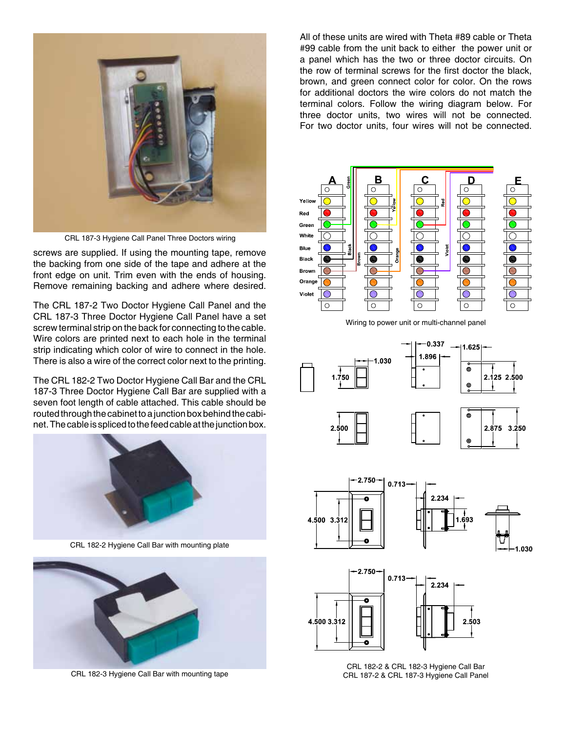CRL 187-3 Hygiene Call Panel Three Doctors wiring

screws are supplied. If using the mounting tape, remove the backing from one side of the tape and adhere at the front edge on unit. Trim even with the ends of housing. Remove remaining backing and adhere where desired.

The CRL 187-2 Two Doctor Hygiene Call Panel and the CRL 187-3 Three Doctor Hygiene Call Panel have a set screw terminal strip on the back for connecting to the cable. Wire colors are printed next to each hole in the terminal strip indicating which color of wire to connect in the hole. There is also a wire of the correct color next to the printing.

The CRL 182-2 Two Doctor Hygiene Call Bar and the CRL 187-3 Three Doctor Hygiene Call Bar are supplied with a seven foot length of cable attached. This cable should be routed through the cabinet to a junction box behind the cabinet. The cable is spliced to the feed cable at the junction box.

CRL 182-2 Hygiene Call Bar with mounting plate

CRL 182-3 Hygiene Call Bar with mounting tape

All of these units are wired with Theta #89 cable or Theta #99 cable from the unit back to either the power unit or a panel which has the two or three doctor circuits. On the row of terminal screws for the first doctor the black, brown, and green connect color for color. On the rows for additional doctors the wire colors do not match the terminal colors. Follow the wiring diagram below. For three doctor units, two wires will not be connected. For two doctor units, four wires will not be connected.

A B C D E

Yellow
Red
Green
White
Blue
Black
Brown
Orange
Violet

Green Black Brown Yellow Orange Red Violet

Wiring to power unit or multi-channel panel

1.750 1.030 0.337 1.896 1.625 2.125 2.500

2.500 2.875 3.250

2.750 0.713 4.500 3.312 2.234 1.693 1.030

2.750 0.713 4.500 3.312 2.234 2.503

CRL 182-2 & CRL 182-3 Hygiene Call Bar
CRL 187-2 & CRL 187-3 Hygiene Call Panel